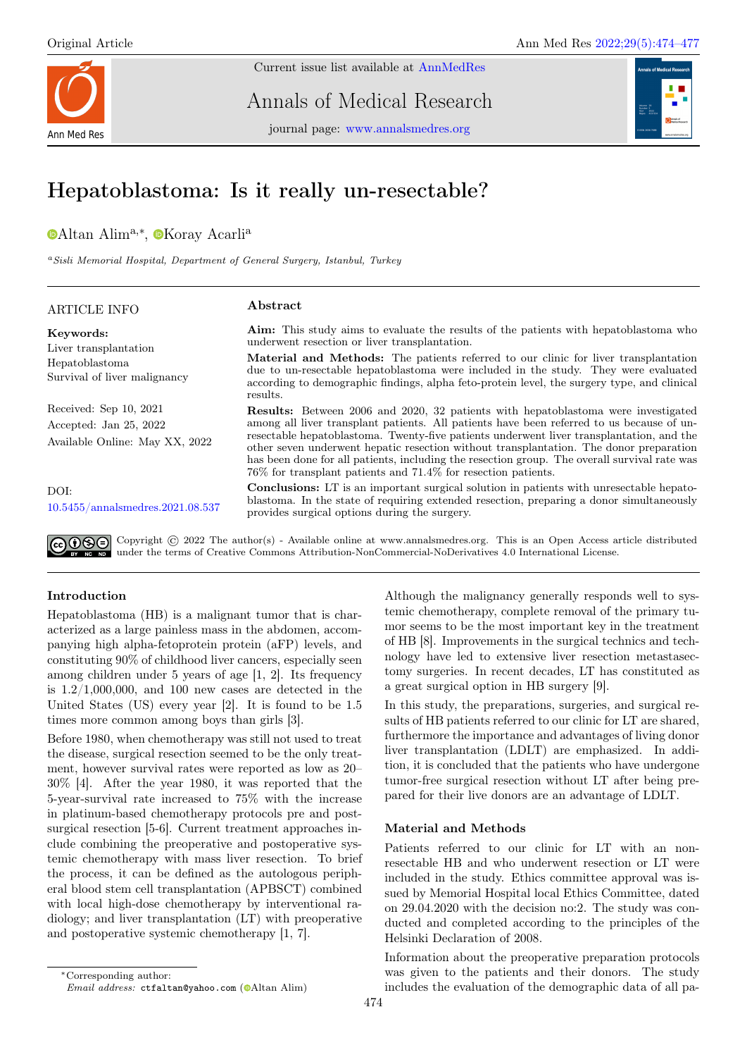Original Article

# Hepatoblastoma: Is it really un-resectable?

Altan Alim[a,*], Koray Acarli[a]

[a] *Sisli Memorial Hospital, Department of General Surgery, Istanbul, Turkey*

---

**ARTICLE INFO**

**Keywords:**
Liver transplantation
Hepatoblastoma
Survival of liver malignancy

Received: Sep 10, 2021
Accepted: Jan 25, 2022
Available Online: May XX, 2022

DOI:
10.5455/annalsmedres.2021.08.537

## Abstract

**Aim:** This study aims to evaluate the results of the patients with hepatoblastoma who underwent resection or liver transplantation.

**Material and Methods:** The patients referred to our clinic for liver transplantation due to un-resectable hepatoblastoma were included in the study. They were evaluated according to demographic findings, alpha feto-protein level, the surgery type, and clinical results.

**Results:** Between 2006 and 2020, 32 patients with hepatoblastoma were investigated among all liver transplant patients. All patients have been referred to us because of un-resectable hepatoblastoma. Twenty-five patients underwent liver transplantation, and the other seven underwent hepatic resection without transplantation. The donor preparation has been done for all patients, including the resection group. The overall survival rate was 76% for transplant patients and 71.4% for resection patients.

**Conclusions:** LT is an important surgical solution in patients with unresectable hepatoblastoma. In the state of requiring extended resection, preparing a donor simultaneously provides surgical options during the surgery.

Copyright © 2022 The author(s) - Available online at www.annalsmedres.org. This is an Open Access article distributed under the terms of Creative Commons Attribution-NonCommercial-NoDerivatives 4.0 International License.

---

## Introduction

Hepatoblastoma (HB) is a malignant tumor that is characterized as a large painless mass in the abdomen, accompanying high alpha-fetoprotein protein (aFP) levels, and constituting 90% of childhood liver cancers, especially seen among children under 5 years of age [1, 2]. Its frequency is 1.2/1,000,000, and 100 new cases are detected in the United States (US) every year [2]. It is found to be 1.5 times more common among boys than girls [3].

Before 1980, when chemotherapy was still not used to treat the disease, surgical resection seemed to be the only treatment, however survival rates were reported as low as 20–30% [4]. After the year 1980, it was reported that the 5-year-survival rate increased to 75% with the increase in platinum-based chemotherapy protocols pre and post-surgical resection [5-6]. Current treatment approaches include combining the preoperative and postoperative systemic chemotherapy with mass liver resection. To brief the process, it can be defined as the autologous peripheral blood stem cell transplantation (APBSCT) combined with local high-dose chemotherapy by interventional radiology; and liver transplantation (LT) with preoperative and postoperative systemic chemotherapy [1, 7].

Although the malignancy generally responds well to systemic chemotherapy, complete removal of the primary tumor seems to be the most important key in the treatment of HB [8]. Improvements in the surgical technics and technology have led to extensive liver resection metastasectomy surgeries. In recent decades, LT has constituted as a great surgical option in HB surgery [9].

In this study, the preparations, surgeries, and surgical results of HB patients referred to our clinic for LT are shared, furthermore the importance and advantages of living donor liver transplantation (LDLT) are emphasized. In addition, it is concluded that the patients who have undergone tumor-free surgical resection without LT after being prepared for their live donors are an advantage of LDLT.

## Material and Methods

Patients referred to our clinic for LT with an non-resectable HB and who underwent resection or LT were included in the study. Ethics committee approval was issued by Memorial Hospital local Ethics Committee, dated on 29.04.2020 with the decision no:2. The study was conducted and completed according to the principles of the Helsinki Declaration of 2008.

Information about the preoperative preparation protocols was given to the patients and their donors. The study includes the evaluation of the demographic data of all pa-

---

*Corresponding author:
*Email address:* ctfaltan@yahoo.com (Altan Alim)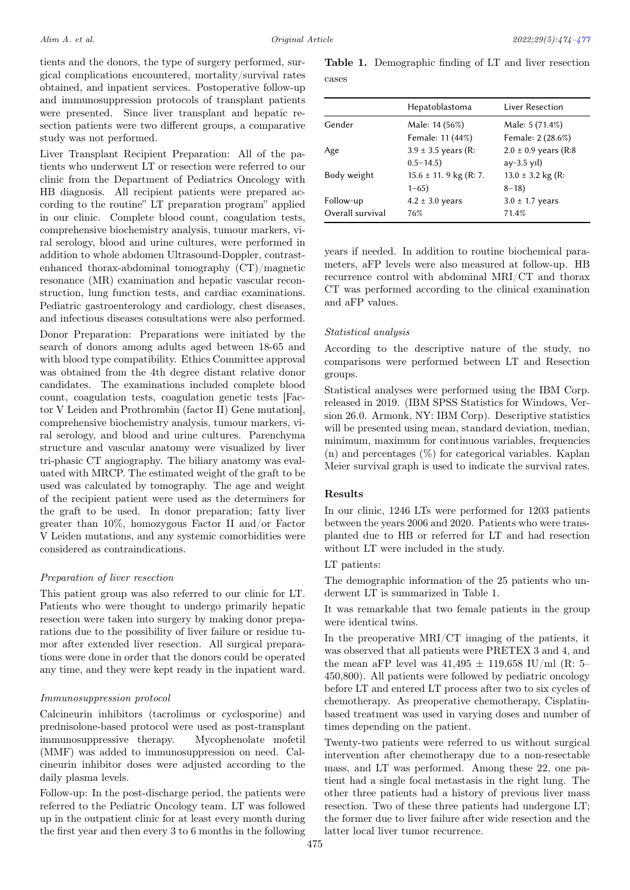tients and the donors, the type of surgery performed, surgical complications encountered, mortality/survival rates obtained, and inpatient services. Postoperative follow-up and immunosuppression protocols of transplant patients were presented. Since liver transplant and hepatic resection patients were two different groups, a comparative study was not performed.

Liver Transplant Recipient Preparation: All of the patients who underwent LT or resection were referred to our clinic from the Department of Pediatrics Oncology with HB diagnosis. All recipient patients were prepared according to the routine" LT preparation program" applied in our clinic. Complete blood count, coagulation tests, comprehensive biochemistry analysis, tumour markers, viral serology, blood and urine cultures, were performed in addition to whole abdomen Ultrasound-Doppler, contrast-enhanced thorax-abdominal tomography (CT)/magnetic resonance (MR) examination and hepatic vascular reconstruction, lung function tests, and cardiac examinations. Pediatric gastroenterology and cardiology, chest diseases, and infectious diseases consultations were also performed.

Donor Preparation: Preparations were initiated by the search of donors among adults aged between 18-65 and with blood type compatibility. Ethics Committee approval was obtained from the 4th degree distant relative donor candidates. The examinations included complete blood count, coagulation tests, coagulation genetic tests [Factor V Leiden and Prothrombin (factor II) Gene mutation], comprehensive biochemistry analysis, tumour markers, viral serology, and blood and urine cultures. Parenchyma structure and vascular anatomy were visualized by liver tri-phasic CT angiography. The biliary anatomy was evaluated with MRCP. The estimated weight of the graft to be used was calculated by tomography. The age and weight of the recipient patient were used as the determiners for the graft to be used. In donor preparation; fatty liver greater than 10%, homozygous Factor II and/or Factor V Leiden mutations, and any systemic comorbidities were considered as contraindications.

### *Preparation of liver resection*

This patient group was also referred to our clinic for LT. Patients who were thought to undergo primarily hepatic resection were taken into surgery by making donor preparations due to the possibility of liver failure or residue tumor after extended liver resection. All surgical preparations were done in order that the donors could be operated any time, and they were kept ready in the inpatient ward.

### *Immunosuppression protocol*

Calcineurin inhibitors (tacrolimus or cyclosporine) and prednisolone-based protocol were used as post-transplant immunosuppressive therapy. Mycophenolate mofetil (MMF) was added to immunosuppression on need. Calcineurin inhibitor doses were adjusted according to the daily plasma levels.

Follow-up: In the post-discharge period, the patients were referred to the Pediatric Oncology team. LT was followed up in the outpatient clinic for at least every month during the first year and then every 3 to 6 months in the following years if needed. In addition to routine biochemical parameters, aFP levels were also measured at follow-up. HB recurrence control with abdominal MRI/CT and thorax CT was performed according to the clinical examination and aFP values.

**Table 1.** Demographic finding of LT and liver resection cases

| | Hepatoblastoma | Liver Resection |
|---|---|---|
| Gender | Male: 14 (56%)<br>Female: 11 (44%) | Male: 5 (71.4%)<br>Female: 2 (28.6%) |
| Age | 3.9 ± 3.5 years (R: 0.5–14.5) | 2.0 ± 0.9 years (R:8 ay-3.5 yıl) |
| Body weight | 15.6 ± 11. 9 kg (R: 7. 1–65) | 13.0 ± 3.2 kg (R: 8–18) |
| Follow-up | 4.2 ± 3.0 years | 3.0 ± 1.7 years |
| Overall survival | 76% | 71.4% |

### *Statistical analysis*

According to the descriptive nature of the study, no comparisons were performed between LT and Resection groups.

Statistical analyses were performed using the IBM Corp. released in 2019. (IBM SPSS Statistics for Windows, Version 26.0. Armonk, NY: IBM Corp). Descriptive statistics will be presented using mean, standard deviation, median, minimum, maximum for continuous variables, frequencies (n) and percentages (%) for categorical variables. Kaplan Meier survival graph is used to indicate the survival rates.

## **Results**

In our clinic, 1246 LTs were performed for 1203 patients between the years 2006 and 2020. Patients who were transplanted due to HB or referred for LT and had resection without LT were included in the study.

LT patients:

The demographic information of the 25 patients who underwent LT is summarized in Table 1.

It was remarkable that two female patients in the group were identical twins.

In the preoperative MRI/CT imaging of the patients, it was observed that all patients were PRETEX 3 and 4, and the mean aFP level was 41,495 ± 119,658 IU/ml (R: 5–450,800). All patients were followed by pediatric oncology before LT and entered LT process after two to six cycles of chemotherapy. As preoperative chemotherapy, Cisplatin-based treatment was used in varying doses and number of times depending on the patient.

Twenty-two patients were referred to us without surgical intervention after chemotherapy due to a non-resectable mass, and LT was performed. Among these 22, one patient had a single focal metastasis in the right lung. The other three patients had a history of previous liver mass resection. Two of these three patients had undergone LT; the former due to liver failure after wide resection and the latter local liver tumor recurrence.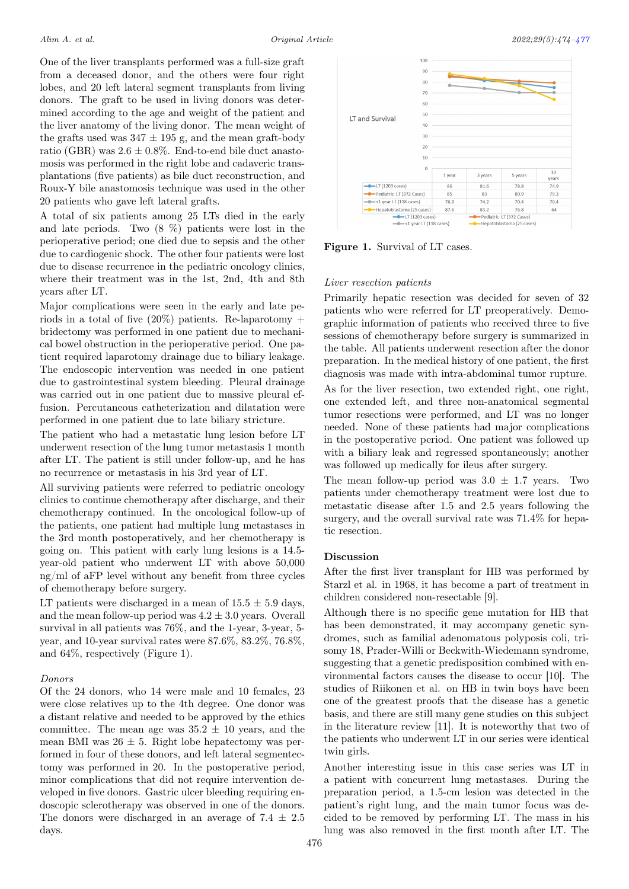One of the liver transplants performed was a full-size graft from a deceased donor, and the others were four right lobes, and 20 left lateral segment transplants from living donors. The graft to be used in living donors was determined according to the age and weight of the patient and the liver anatomy of the living donor. The mean weight of the grafts used was 347 ± 195 g, and the mean graft-body ratio (GBR) was 2.6 ± 0.8%. End-to-end bile duct anastomosis was performed in the right lobe and cadaveric transplantations (five patients) as bile duct reconstruction, and Roux-Y bile anastomosis technique was used in the other 20 patients who gave left lateral grafts.

A total of six patients among 25 LTs died in the early and late periods. Two (8 %) patients were lost in the perioperative period; one died due to sepsis and the other due to cardiogenic shock. The other four patients were lost due to disease recurrence in the pediatric oncology clinics, where their treatment was in the 1st, 2nd, 4th and 8th years after LT.

Major complications were seen in the early and late periods in a total of five (20%) patients. Re-laparotomy + bridectomy was performed in one patient due to mechanical bowel obstruction in the perioperative period. One patient required laparotomy drainage due to biliary leakage. The endoscopic intervention was needed in one patient due to gastrointestinal system bleeding. Pleural drainage was carried out in one patient due to massive pleural effusion. Percutaneous catheterization and dilatation were performed in one patient due to late biliary stricture.

The patient who had a metastatic lung lesion before LT underwent resection of the lung tumor metastasis 1 month after LT. The patient is still under follow-up, and he has no recurrence or metastasis in his 3rd year of LT.

All surviving patients were referred to pediatric oncology clinics to continue chemotherapy after discharge, and their chemotherapy continued. In the oncological follow-up of the patients, one patient had multiple lung metastases in the 3rd month postoperatively, and her chemotherapy is going on. This patient with early lung lesions is a 14.5-year-old patient who underwent LT with above 50,000 ng/ml of aFP level without any benefit from three cycles of chemotherapy before surgery.

LT patients were discharged in a mean of 15.5 ± 5.9 days, and the mean follow-up period was 4.2 ± 3.0 years. Overall survival in all patients was 76%, and the 1-year, 3-year, 5-year, and 10-year survival rates were 87.6%, 83.2%, 76.8%, and 64%, respectively (Figure 1).

*Donors*

Of the 24 donors, who 14 were male and 10 females, 23 were close relatives up to the 4th degree. One donor was a distant relative and needed to be approved by the ethics committee. The mean age was 35.2 ± 10 years, and the mean BMI was 26 ± 5. Right lobe hepatectomy was performed in four of these donors, and left lateral segmentectomy was performed in 20. In the postoperative period, minor complications that did not require intervention developed in five donors. Gastric ulcer bleeding requiring endoscopic sclerotherapy was observed in one of the donors. The donors were discharged in an average of 7.4 ± 2.5 days.

LT and Survival

| | 1 year | 3 years | 5 years | 10 years |
|---|---|---|---|---|
| LT (1203 cases) | 86 | 81.6 | 78.8 | 74.9 |
| Pediatric LT (372 Cases) | 85 | 83 | 80.9 | 79.3 |
| <1 year LT (118 cases) | 76.9 | 74.2 | 70.4 | 70.4 |
| Hepatoblastoma (25 cases) | 87.6 | 83.2 | 76.8 | 64 |

**Figure 1.** Survival of LT cases.

*Liver resection patients*

Primarily hepatic resection was decided for seven of 32 patients who were referred for LT preoperatively. Demographic information of patients who received three to five sessions of chemotherapy before surgery is summarized in the table. All patients underwent resection after the donor preparation. In the medical history of one patient, the first diagnosis was made with intra-abdominal tumor rupture.

As for the liver resection, two extended right, one right, one extended left, and three non-anatomical segmental tumor resections were performed, and LT was no longer needed. None of these patients had major complications in the postoperative period. One patient was followed up with a biliary leak and regressed spontaneously; another was followed up medically for ileus after surgery.

The mean follow-up period was 3.0 ± 1.7 years. Two patients under chemotherapy treatment were lost due to metastatic disease after 1.5 and 2.5 years following the surgery, and the overall survival rate was 71.4% for hepatic resection.

## Discussion

After the first liver transplant for HB was performed by Starzl et al. in 1968, it has become a part of treatment in children considered non-resectable [9].

Although there is no specific gene mutation for HB that has been demonstrated, it may accompany genetic syndromes, such as familial adenomatous polyposis coli, trisomy 18, Prader-Willi or Beckwith-Wiedemann syndrome, suggesting that a genetic predisposition combined with environmental factors causes the disease to occur [10]. The studies of Riikonen et al. on HB in twin boys have been one of the greatest proofs that the disease has a genetic basis, and there are still many gene studies on this subject in the literature review [11]. It is noteworthy that two of the patients who underwent LT in our series were identical twin girls.

Another interesting issue in this case series was LT in a patient with concurrent lung metastases. During the preparation period, a 1.5-cm lesion was detected in the patient's right lung, and the main tumor focus was decided to be removed by performing LT. The mass in his lung was also removed in the first month after LT. The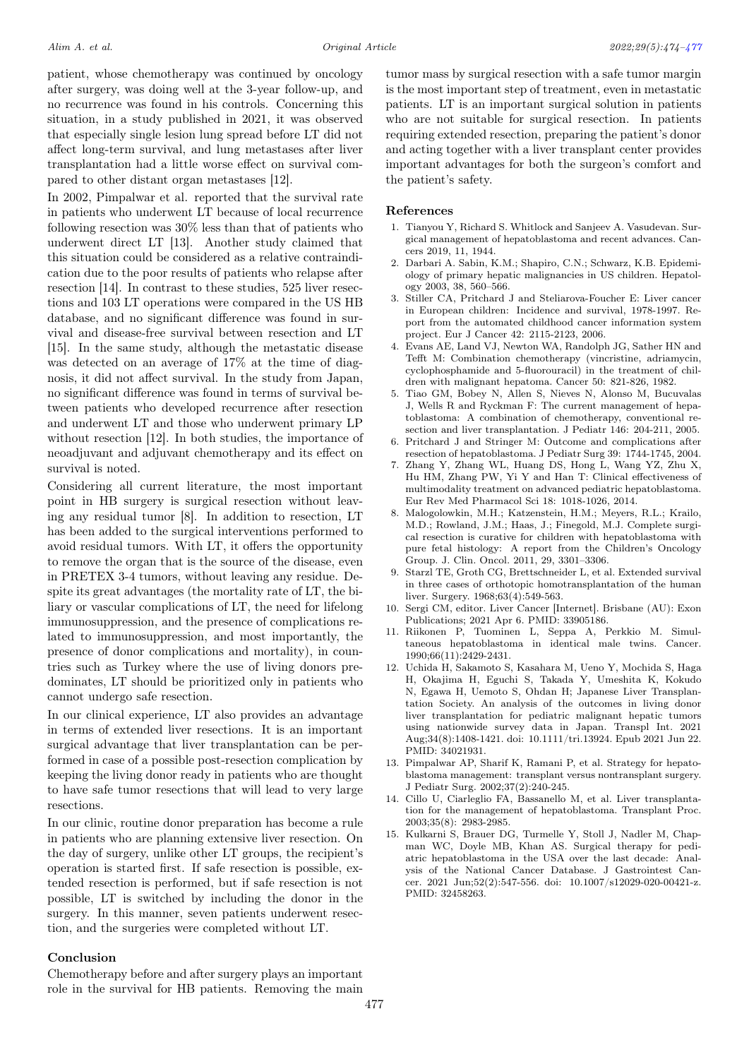patient, whose chemotherapy was continued by oncology after surgery, was doing well at the 3-year follow-up, and no recurrence was found in his controls. Concerning this situation, in a study published in 2021, it was observed that especially single lesion lung spread before LT did not affect long-term survival, and lung metastases after liver transplantation had a little worse effect on survival compared to other distant organ metastases [12].

In 2002, Pimpalwar et al. reported that the survival rate in patients who underwent LT because of local recurrence following resection was 30% less than that of patients who underwent direct LT [13]. Another study claimed that this situation could be considered as a relative contraindication due to the poor results of patients who relapse after resection [14]. In contrast to these studies, 525 liver resections and 103 LT operations were compared in the US HB database, and no significant difference was found in survival and disease-free survival between resection and LT [15]. In the same study, although the metastatic disease was detected on an average of 17% at the time of diagnosis, it did not affect survival. In the study from Japan, no significant difference was found in terms of survival between patients who developed recurrence after resection and underwent LT and those who underwent primary LP without resection [12]. In both studies, the importance of neoadjuvant and adjuvant chemotherapy and its effect on survival is noted.

Considering all current literature, the most important point in HB surgery is surgical resection without leaving any residual tumor [8]. In addition to resection, LT has been added to the surgical interventions performed to avoid residual tumors. With LT, it offers the opportunity to remove the organ that is the source of the disease, even in PRETEX 3-4 tumors, without leaving any residue. Despite its great advantages (the mortality rate of LT, the biliary or vascular complications of LT, the need for lifelong immunosuppression, and the presence of complications related to immunosuppression, and most importantly, the presence of donor complications and mortality), in countries such as Turkey where the use of living donors predominates, LT should be prioritized only in patients who cannot undergo safe resection.

In our clinical experience, LT also provides an advantage in terms of extended liver resections. It is an important surgical advantage that liver transplantation can be performed in case of a possible post-resection complication by keeping the living donor ready in patients who are thought to have safe tumor resections that will lead to very large resections.

In our clinic, routine donor preparation has become a rule in patients who are planning extensive liver resection. On the day of surgery, unlike other LT groups, the recipient's operation is started first. If safe resection is possible, extended resection is performed, but if safe resection is not possible, LT is switched by including the donor in the surgery. In this manner, seven patients underwent resection, and the surgeries were completed without LT.

## Conclusion

Chemotherapy before and after surgery plays an important role in the survival for HB patients. Removing the main tumor mass by surgical resection with a safe tumor margin is the most important step of treatment, even in metastatic patients. LT is an important surgical solution in patients who are not suitable for surgical resection. In patients requiring extended resection, preparing the patient's donor and acting together with a liver transplant center provides important advantages for both the surgeon's comfort and the patient's safety.

## References

1. Tianyou Y, Richard S. Whitlock and Sanjeev A. Vasudevan. Surgical management of hepatoblastoma and recent advances. Cancers 2019, 11, 1944.
2. Darbari A. Sabin, K.M.; Shapiro, C.N.; Schwarz, K.B. Epidemiology of primary hepatic malignancies in US children. Hepatology 2003, 38, 560–566.
3. Stiller CA, Pritchard J and Steliarova-Foucher E: Liver cancer in European children: Incidence and survival, 1978-1997. Report from the automated childhood cancer information system project. Eur J Cancer 42: 2115-2123, 2006.
4. Evans AE, Land VJ, Newton WA, Randolph JG, Sather HN and Tefft M: Combination chemotherapy (vincristine, adriamycin, cyclophosphamide and 5-fluorouracil) in the treatment of children with malignant hepatoma. Cancer 50: 821-826, 1982.
5. Tiao GM, Bobey N, Allen S, Nieves N, Alonso M, Bucuvalas J, Wells R and Ryckman F: The current management of hepatoblastoma: A combination of chemotherapy, conventional resection and liver transplantation. J Pediatr 146: 204-211, 2005.
6. Pritchard J and Stringer M: Outcome and complications after resection of hepatoblastoma. J Pediatr Surg 39: 1744-1745, 2004.
7. Zhang Y, Zhang WL, Huang DS, Hong L, Wang YZ, Zhu X, Hu HM, Zhang PW, Yi Y and Han T: Clinical effectiveness of multimodality treatment on advanced pediatric hepatoblastoma. Eur Rev Med Pharmacol Sci 18: 1018-1026, 2014.
8. Malogolowkin, M.H.; Katzenstein, H.M.; Meyers, R.L.; Krailo, M.D.; Rowland, J.M.; Haas, J.; Finegold, M.J. Complete surgical resection is curative for children with hepatoblastoma with pure fetal histology: A report from the Children's Oncology Group. J. Clin. Oncol. 2011, 29, 3301–3306.
9. Starzl TE, Groth CG, Brettschneider L, et al. Extended survival in three cases of orthotopic homotransplantation of the human liver. Surgery. 1968;63(4):549-563.
10. Sergi CM, editor. Liver Cancer [Internet]. Brisbane (AU): Exon Publications; 2021 Apr 6. PMID: 33905186.
11. Riikonen P, Tuominen L, Seppa A, Perkkio M. Simultaneous hepatoblastoma in identical male twins. Cancer. 1990;66(11):2429-2431.
12. Uchida H, Sakamoto S, Kasahara M, Ueno Y, Mochida S, Haga H, Okajima H, Eguchi S, Takada Y, Umeshita K, Kokudo N, Egawa H, Uemoto S, Ohdan H; Japanese Liver Transplantation Society. An analysis of the outcomes in living donor liver transplantation for pediatric malignant hepatic tumors using nationwide survey data in Japan. Transpl Int. 2021 Aug;34(8):1408-1421. doi: 10.1111/tri.13924. Epub 2021 Jun 22. PMID: 34021931.
13. Pimpalwar AP, Sharif K, Ramani P, et al. Strategy for hepatoblastoma management: transplant versus nontransplant surgery. J Pediatr Surg. 2002;37(2):240-245.
14. Cillo U, Ciarleglio FA, Bassanello M, et al. Liver transplantation for the management of hepatoblastoma. Transplant Proc. 2003;35(8): 2983-2985.
15. Kulkarni S, Brauer DG, Turmelle Y, Stoll J, Nadler M, Chapman WC, Doyle MB, Khan AS. Surgical therapy for pediatric hepatoblastoma in the USA over the last decade: Analysis of the National Cancer Database. J Gastrointest Cancer. 2021 Jun;52(2):547-556. doi: 10.1007/s12029-020-00421-z. PMID: 32458263.